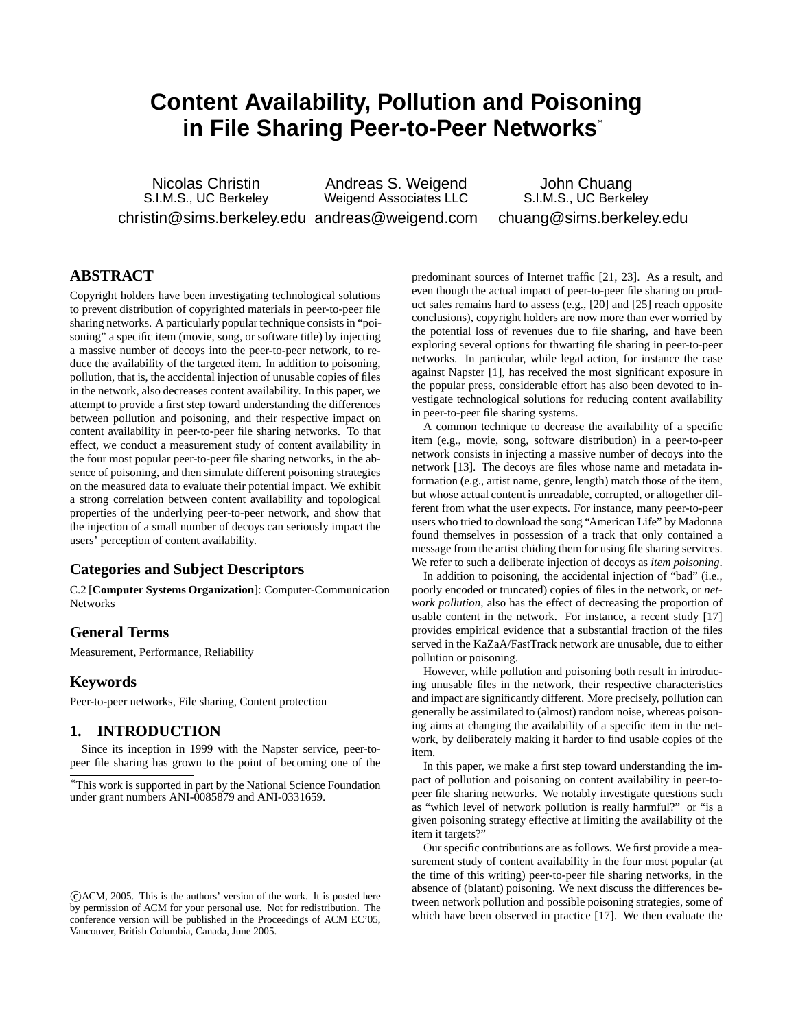# Content Availability, Pollution and Poisoning in File Sharing Peer-to-Peer Networks*

Nicolas Christin
S.I.M.S., UC Berkeley
christin@sims.berkeley.edu

Andreas S. Weigend
Weigend Associates LLC
andreas@weigend.com

John Chuang
S.I.M.S., UC Berkeley
chuang@sims.berkeley.edu

## ABSTRACT

Copyright holders have been investigating technological solutions to prevent distribution of copyrighted materials in peer-to-peer file sharing networks. A particularly popular technique consists in "poisoning" a specific item (movie, song, or software title) by injecting a massive number of decoys into the peer-to-peer network, to reduce the availability of the targeted item. In addition to poisoning, pollution, that is, the accidental injection of unusable copies of files in the network, also decreases content availability. In this paper, we attempt to provide a first step toward understanding the differences between pollution and poisoning, and their respective impact on content availability in peer-to-peer file sharing networks. To that effect, we conduct a measurement study of content availability in the four most popular peer-to-peer file sharing networks, in the absence of poisoning, and then simulate different poisoning strategies on the measured data to evaluate their potential impact. We exhibit a strong correlation between content availability and topological properties of the underlying peer-to-peer network, and show that the injection of a small number of decoys can seriously impact the users' perception of content availability.

## Categories and Subject Descriptors

C.2 [**Computer Systems Organization**]: Computer-Communication Networks

## General Terms

Measurement, Performance, Reliability

## Keywords

Peer-to-peer networks, File sharing, Content protection

## 1. INTRODUCTION

Since its inception in 1999 with the Napster service, peer-to-peer file sharing has grown to the point of becoming one of the predominant sources of Internet traffic [21, 23]. As a result, and even though the actual impact of peer-to-peer file sharing on product sales remains hard to assess (e.g., [20] and [25] reach opposite conclusions), copyright holders are now more than ever worried by the potential loss of revenues due to file sharing, and have been exploring several options for thwarting file sharing in peer-to-peer networks. In particular, while legal action, for instance the case against Napster [1], has received the most significant exposure in the popular press, considerable effort has also been devoted to investigate technological solutions for reducing content availability in peer-to-peer file sharing systems.

A common technique to decrease the availability of a specific item (e.g., movie, song, software distribution) in a peer-to-peer network consists in injecting a massive number of decoys into the network [13]. The decoys are files whose name and metadata information (e.g., artist name, genre, length) match those of the item, but whose actual content is unreadable, corrupted, or altogether different from what the user expects. For instance, many peer-to-peer users who tried to download the song "American Life" by Madonna found themselves in possession of a track that only contained a message from the artist chiding them for using file sharing services. We refer to such a deliberate injection of decoys as *item poisoning*.

In addition to poisoning, the accidental injection of "bad" (i.e., poorly encoded or truncated) copies of files in the network, or *network pollution*, also has the effect of decreasing the proportion of usable content in the network. For instance, a recent study [17] provides empirical evidence that a substantial fraction of the files served in the KaZaA/FastTrack network are unusable, due to either pollution or poisoning.

However, while pollution and poisoning both result in introducing unusable files in the network, their respective characteristics and impact are significantly different. More precisely, pollution can generally be assimilated to (almost) random noise, whereas poisoning aims at changing the availability of a specific item in the network, by deliberately making it harder to find usable copies of the item.

In this paper, we make a first step toward understanding the impact of pollution and poisoning on content availability in peer-to-peer file sharing networks. We notably investigate questions such as "which level of network pollution is really harmful?" or "is a given poisoning strategy effective at limiting the availability of the item it targets?"

Our specific contributions are as follows. We first provide a measurement study of content availability in the four most popular (at the time of this writing) peer-to-peer file sharing networks, in the absence of (blatant) poisoning. We next discuss the differences between network pollution and possible poisoning strategies, some of which have been observed in practice [17]. We then evaluate the

*This work is supported in part by the National Science Foundation under grant numbers ANI-0085879 and ANI-0331659.

©ACM, 2005. This is the authors' version of the work. It is posted here by permission of ACM for your personal use. Not for redistribution. The conference version will be published in the Proceedings of ACM EC'05, Vancouver, British Columbia, Canada, June 2005.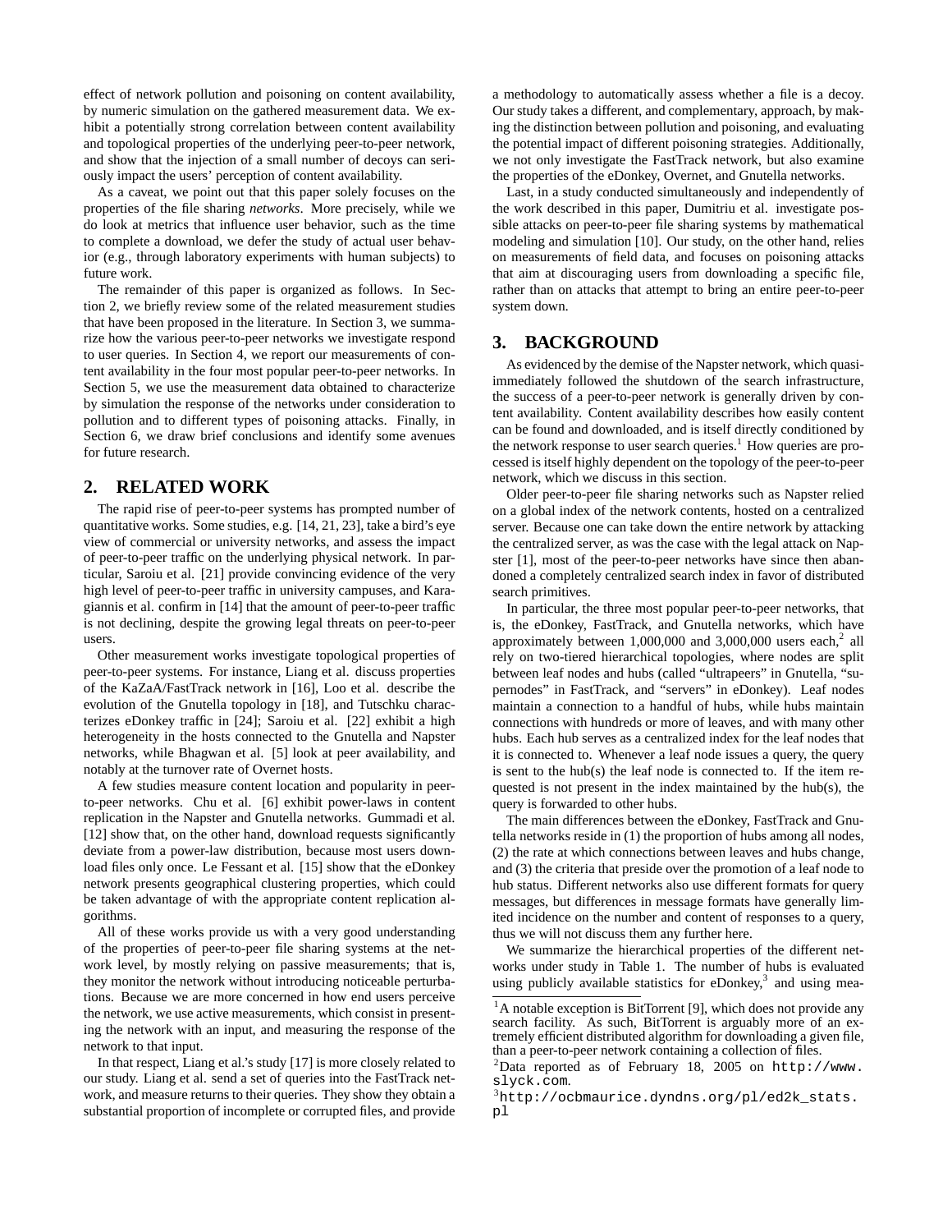effect of network pollution and poisoning on content availability, by numeric simulation on the gathered measurement data. We exhibit a potentially strong correlation between content availability and topological properties of the underlying peer-to-peer network, and show that the injection of a small number of decoys can seriously impact the users' perception of content availability.

As a caveat, we point out that this paper solely focuses on the properties of the file sharing *networks*. More precisely, while we do look at metrics that influence user behavior, such as the time to complete a download, we defer the study of actual user behavior (e.g., through laboratory experiments with human subjects) to future work.

The remainder of this paper is organized as follows. In Section 2, we briefly review some of the related measurement studies that have been proposed in the literature. In Section 3, we summarize how the various peer-to-peer networks we investigate respond to user queries. In Section 4, we report our measurements of content availability in the four most popular peer-to-peer networks. In Section 5, we use the measurement data obtained to characterize by simulation the response of the networks under consideration to pollution and to different types of poisoning attacks. Finally, in Section 6, we draw brief conclusions and identify some avenues for future research.

## 2. RELATED WORK

The rapid rise of peer-to-peer systems has prompted number of quantitative works. Some studies, e.g. [14, 21, 23], take a bird's eye view of commercial or university networks, and assess the impact of peer-to-peer traffic on the underlying physical network. In particular, Saroiu et al. [21] provide convincing evidence of the very high level of peer-to-peer traffic in university campuses, and Karagiannis et al. confirm in [14] that the amount of peer-to-peer traffic is not declining, despite the growing legal threats on peer-to-peer users.

Other measurement works investigate topological properties of peer-to-peer systems. For instance, Liang et al. discuss properties of the KaZaA/FastTrack network in [16], Loo et al. describe the evolution of the Gnutella topology in [18], and Tutschku characterizes eDonkey traffic in [24]; Saroiu et al. [22] exhibit a high heterogeneity in the hosts connected to the Gnutella and Napster networks, while Bhagwan et al. [5] look at peer availability, and notably at the turnover rate of Overnet hosts.

A few studies measure content location and popularity in peer-to-peer networks. Chu et al. [6] exhibit power-laws in content replication in the Napster and Gnutella networks. Gummadi et al. [12] show that, on the other hand, download requests significantly deviate from a power-law distribution, because most users download files only once. Le Fessant et al. [15] show that the eDonkey network presents geographical clustering properties, which could be taken advantage of with the appropriate content replication algorithms.

All of these works provide us with a very good understanding of the properties of peer-to-peer file sharing systems at the network level, by mostly relying on passive measurements; that is, they monitor the network without introducing noticeable perturbations. Because we are more concerned in how end users perceive the network, we use active measurements, which consist in presenting the network with an input, and measuring the response of the network to that input.

In that respect, Liang et al.'s study [17] is more closely related to our study. Liang et al. send a set of queries into the FastTrack network, and measure returns to their queries. They show they obtain a substantial proportion of incomplete or corrupted files, and provide a methodology to automatically assess whether a file is a decoy. Our study takes a different, and complementary, approach, by making the distinction between pollution and poisoning, and evaluating the potential impact of different poisoning strategies. Additionally, we not only investigate the FastTrack network, but also examine the properties of the eDonkey, Overnet, and Gnutella networks.

Last, in a study conducted simultaneously and independently of the work described in this paper, Dumitriu et al. investigate possible attacks on peer-to-peer file sharing systems by mathematical modeling and simulation [10]. Our study, on the other hand, relies on measurements of field data, and focuses on poisoning attacks that aim at discouraging users from downloading a specific file, rather than on attacks that attempt to bring an entire peer-to-peer system down.

## 3. BACKGROUND

As evidenced by the demise of the Napster network, which quasi-immediately followed the shutdown of the search infrastructure, the success of a peer-to-peer network is generally driven by content availability. Content availability describes how easily content can be found and downloaded, and is itself directly conditioned by the network response to user search queries.[1] How queries are processed is itself highly dependent on the topology of the peer-to-peer network, which we discuss in this section.

Older peer-to-peer file sharing networks such as Napster relied on a global index of the network contents, hosted on a centralized server. Because one can take down the entire network by attacking the centralized server, as was the case with the legal attack on Napster [1], most of the peer-to-peer networks have since then abandoned a completely centralized search index in favor of distributed search primitives.

In particular, the three most popular peer-to-peer networks, that is, the eDonkey, FastTrack, and Gnutella networks, which have approximately between 1,000,000 and 3,000,000 users each,[2] all rely on two-tiered hierarchical topologies, where nodes are split between leaf nodes and hubs (called "ultrapeers" in Gnutella, "supernodes" in FastTrack, and "servers" in eDonkey). Leaf nodes maintain a connection to a handful of hubs, while hubs maintain connections with hundreds or more of leaves, and with many other hubs. Each hub serves as a centralized index for the leaf nodes that it is connected to. Whenever a leaf node issues a query, the query is sent to the hub(s) the leaf node is connected to. If the item requested is not present in the index maintained by the hub(s), the query is forwarded to other hubs.

The main differences between the eDonkey, FastTrack and Gnutella networks reside in (1) the proportion of hubs among all nodes, (2) the rate at which connections between leaves and hubs change, and (3) the criteria that preside over the promotion of a leaf node to hub status. Different networks also use different formats for query messages, but differences in message formats have generally limited incidence on the number and content of responses to a query, thus we will not discuss them any further here.

We summarize the hierarchical properties of the different networks under study in Table 1. The number of hubs is evaluated using publicly available statistics for eDonkey,[3] and using mea-

[1] A notable exception is BitTorrent [9], which does not provide any search facility. As such, BitTorrent is arguably more of an extremely efficient distributed algorithm for downloading a given file, than a peer-to-peer network containing a collection of files.

[2] Data reported as of February 18, 2005 on `http://www.slyck.com`.

[3] `http://ocbmaurice.dyndns.org/pl/ed2k_stats.pl`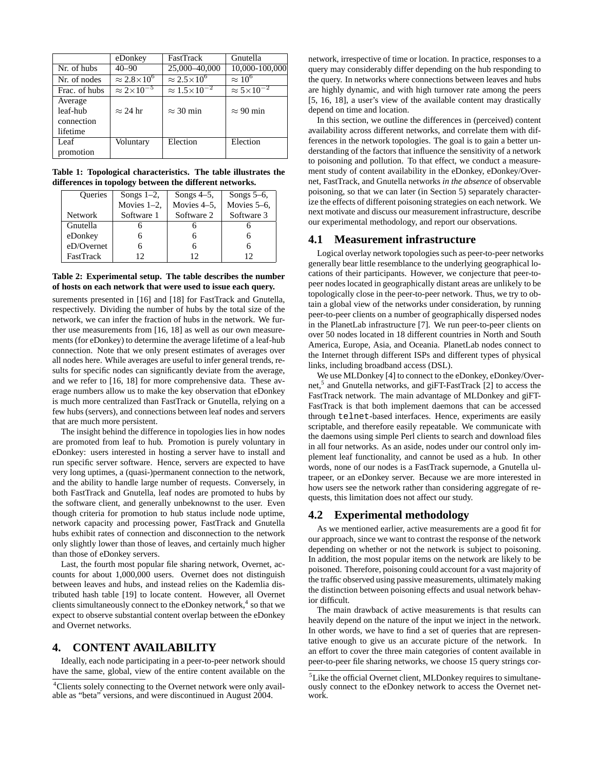|  | eDonkey | FastTrack | Gnutella |
|---|---|---|---|
| Nr. of hubs | 40–90 | 25,000–40,000 | 10,000-100,000 |
| Nr. of nodes | $\approx 2.8\times10^6$ | $\approx 2.5\times10^6$ | $\approx 10^6$ |
| Frac. of hubs | $\approx 2\times10^{-5}$ | $\approx 1.5\times10^{-2}$ | $\approx 5\times10^{-2}$ |
| Average leaf-hub connection lifetime | $\approx$ 24 hr | $\approx$ 30 min | $\approx$ 90 min |
| Leaf promotion | Voluntary | Election | Election |

**Table 1: Topological characteristics. The table illustrates the differences in topology between the different networks.**

| Queries / Network | Songs 1–2, Movies 1–2, Software 1 | Songs 4–5, Movies 4–5, Software 2 | Songs 5–6, Movies 5–6, Software 3 |
|---|---|---|---|
| Gnutella | 6 | 6 | 6 |
| eDonkey | 6 | 6 | 6 |
| eD/Overnet | 6 | 6 | 6 |
| FastTrack | 12 | 12 | 12 |

**Table 2: Experimental setup. The table describes the number of hosts on each network that were used to issue each query.**

surements presented in [16] and [18] for FastTrack and Gnutella, respectively. Dividing the number of hubs by the total size of the network, we can infer the fraction of hubs in the network. We further use measurements from [16, 18] as well as our own measurements (for eDonkey) to determine the average lifetime of a leaf-hub connection. Note that we only present estimates of averages over all nodes here. While averages are useful to infer general trends, results for specific nodes can significantly deviate from the average, and we refer to [16, 18] for more comprehensive data. These average numbers allow us to make the key observation that eDonkey is much more centralized than FastTrack or Gnutella, relying on a few hubs (servers), and connections between leaf nodes and servers that are much more persistent.

The insight behind the difference in topologies lies in how nodes are promoted from leaf to hub. Promotion is purely voluntary in eDonkey: users interested in hosting a server have to install and run specific server software. Hence, servers are expected to have very long uptimes, a (quasi-)permanent connection to the network, and the ability to handle large number of requests. Conversely, in both FastTrack and Gnutella, leaf nodes are promoted to hubs by the software client, and generally unbeknownst to the user. Even though criteria for promotion to hub status include node uptime, network capacity and processing power, FastTrack and Gnutella hubs exhibit rates of connection and disconnection to the network only slightly lower than those of leaves, and certainly much higher than those of eDonkey servers.

Last, the fourth most popular file sharing network, Overnet, accounts for about 1,000,000 users. Overnet does not distinguish between leaves and hubs, and instead relies on the Kademlia distributed hash table [19] to locate content. However, all Overnet clients simultaneously connect to the eDonkey network,[4] so that we expect to observe substantial content overlap between the eDonkey and Overnet networks.

# 4. CONTENT AVAILABILITY

Ideally, each node participating in a peer-to-peer network should have the same, global, view of the entire content available on the network, irrespective of time or location. In practice, responses to a query may considerably differ depending on the hub responding to the query. In networks where connections between leaves and hubs are highly dynamic, and with high turnover rate among the peers [5, 16, 18], a user's view of the available content may drastically depend on time and location.

In this section, we outline the differences in (perceived) content availability across different networks, and correlate them with differences in the network topologies. The goal is to gain a better understanding of the factors that influence the sensitivity of a network to poisoning and pollution. To that effect, we conduct a measurement study of content availability in the eDonkey, eDonkey/Overnet, FastTrack, and Gnutella networks *in the absence* of observable poisoning, so that we can later (in Section 5) separately characterize the effects of different poisoning strategies on each network. We next motivate and discuss our measurement infrastructure, describe our experimental methodology, and report our observations.

## 4.1 Measurement infrastructure

Logical overlay network topologies such as peer-to-peer networks generally bear little resemblance to the underlying geographical locations of their participants. However, we conjecture that peer-to-peer nodes located in geographically distant areas are unlikely to be topologically close in the peer-to-peer network. Thus, we try to obtain a global view of the networks under consideration, by running peer-to-peer clients on a number of geographically dispersed nodes in the PlanetLab infrastructure [7]. We run peer-to-peer clients on over 50 nodes located in 18 different countries in North and South America, Europe, Asia, and Oceania. PlanetLab nodes connect to the Internet through different ISPs and different types of physical links, including broadband access (DSL).

We use MLDonkey [4] to connect to the eDonkey, eDonkey/Overnet,[5] and Gnutella networks, and giFT-FastTrack [2] to access the FastTrack network. The main advantage of MLDonkey and giFT-FastTrack is that both implement daemons that can be accessed through `telnet`-based interfaces. Hence, experiments are easily scriptable, and therefore easily repeatable. We communicate with the daemons using simple Perl clients to search and download files in all four networks. As an aside, nodes under our control only implement leaf functionality, and cannot be used as a hub. In other words, none of our nodes is a FastTrack supernode, a Gnutella ultrapeer, or an eDonkey server. Because we are more interested in how users see the network rather than considering aggregate of requests, this limitation does not affect our study.

## 4.2 Experimental methodology

As we mentioned earlier, active measurements are a good fit for our approach, since we want to contrast the response of the network depending on whether or not the network is subject to poisoning. In addition, the most popular items on the network are likely to be poisoned. Therefore, poisoning could account for a vast majority of the traffic observed using passive measurements, ultimately making the distinction between poisoning effects and usual network behavior difficult.

The main drawback of active measurements is that results can heavily depend on the nature of the input we inject in the network. In other words, we have to find a set of queries that are representative enough to give us an accurate picture of the network. In an effort to cover the three main categories of content available in peer-to-peer file sharing networks, we choose 15 query strings cor-

[4] Clients solely connecting to the Overnet network were only available as "beta" versions, and were discontinued in August 2004.

[5] Like the official Overnet client, MLDonkey requires to simultaneously connect to the eDonkey network to access the Overnet network.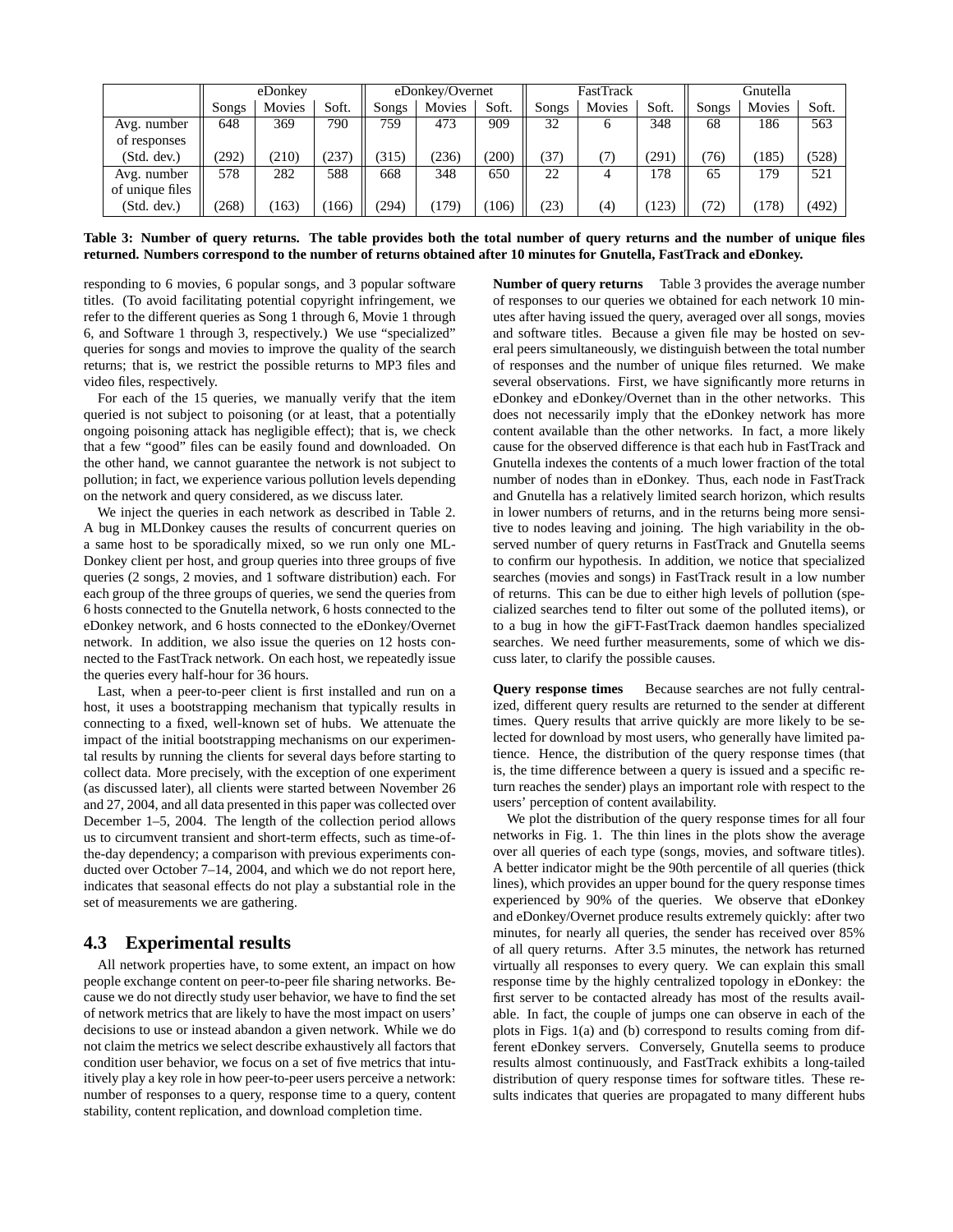| | eDonkey | | | eDonkey/Overnet | | | FastTrack | | | Gnutella | | |
|---|---|---|---|---|---|---|---|---|---|---|---|---|
| | Songs | Movies | Soft. | Songs | Movies | Soft. | Songs | Movies | Soft. | Songs | Movies | Soft. |
| Avg. number of responses | 648 | 369 | 790 | 759 | 473 | 909 | 32 | 6 | 348 | 68 | 186 | 563 |
| (Std. dev.) | (292) | (210) | (237) | (315) | (236) | (200) | (37) | (7) | (291) | (76) | (185) | (528) |
| Avg. number of unique files | 578 | 282 | 588 | 668 | 348 | 650 | 22 | 4 | 178 | 65 | 179 | 521 |
| (Std. dev.) | (268) | (163) | (166) | (294) | (179) | (106) | (23) | (4) | (123) | (72) | (178) | (492) |

**Table 3: Number of query returns. The table provides both the total number of query returns and the number of unique files returned. Numbers correspond to the number of returns obtained after 10 minutes for Gnutella, FastTrack and eDonkey.**

responding to 6 movies, 6 popular songs, and 3 popular software titles. (To avoid facilitating potential copyright infringement, we refer to the different queries as Song 1 through 6, Movie 1 through 6, and Software 1 through 3, respectively.) We use "specialized" queries for songs and movies to improve the quality of the search returns; that is, we restrict the possible returns to MP3 files and video files, respectively.

For each of the 15 queries, we manually verify that the item queried is not subject to poisoning (or at least, that a potentially ongoing poisoning attack has negligible effect); that is, we check that a few "good" files can be easily found and downloaded. On the other hand, we cannot guarantee the network is not subject to pollution; in fact, we experience various pollution levels depending on the network and query considered, as we discuss later.

We inject the queries in each network as described in Table 2. A bug in MLDonkey causes the results of concurrent queries on a same host to be sporadically mixed, so we run only one MLDonkey client per host, and group queries into three groups of five queries (2 songs, 2 movies, and 1 software distribution) each. For each group of the three groups of queries, we send the queries from 6 hosts connected to the Gnutella network, 6 hosts connected to the eDonkey network, and 6 hosts connected to the eDonkey/Overnet network. In addition, we also issue the queries on 12 hosts connected to the FastTrack network. On each host, we repeatedly issue the queries every half-hour for 36 hours.

Last, when a peer-to-peer client is first installed and run on a host, it uses a bootstrapping mechanism that typically results in connecting to a fixed, well-known set of hubs. We attenuate the impact of the initial bootstrapping mechanisms on our experimental results by running the clients for several days before starting to collect data. More precisely, with the exception of one experiment (as discussed later), all clients were started between November 26 and 27, 2004, and all data presented in this paper was collected over December 1–5, 2004. The length of the collection period allows us to circumvent transient and short-term effects, such as time-of-the-day dependency; a comparison with previous experiments conducted over October 7–14, 2004, and which we do not report here, indicates that seasonal effects do not play a substantial role in the set of measurements we are gathering.

### 4.3 Experimental results

All network properties have, to some extent, an impact on how people exchange content on peer-to-peer file sharing networks. Because we do not directly study user behavior, we have to find the set of network metrics that are likely to have the most impact on users' decisions to use or instead abandon a given network. While we do not claim the metrics we select describe exhaustively all factors that condition user behavior, we focus on a set of five metrics that intuitively play a key role in how peer-to-peer users perceive a network: number of responses to a query, response time to a query, content stability, content replication, and download completion time.

**Number of query returns** Table 3 provides the average number of responses to our queries we obtained for each network 10 minutes after having issued the query, averaged over all songs, movies and software titles. Because a given file may be hosted on several peers simultaneously, we distinguish between the total number of responses and the number of unique files returned. We make several observations. First, we have significantly more returns in eDonkey and eDonkey/Overnet than in the other networks. This does not necessarily imply that the eDonkey network has more content available than the other networks. In fact, a more likely cause for the observed difference is that each hub in FastTrack and Gnutella indexes the contents of a much lower fraction of the total number of nodes than in eDonkey. Thus, each node in FastTrack and Gnutella has a relatively limited search horizon, which results in lower numbers of returns, and in the returns being more sensitive to nodes leaving and joining. The high variability in the observed number of query returns in FastTrack and Gnutella seems to confirm our hypothesis. In addition, we notice that specialized searches (movies and songs) in FastTrack result in a low number of returns. This can be due to either high levels of pollution (specialized searches tend to filter out some of the polluted items), or to a bug in how the giFT-FastTrack daemon handles specialized searches. We need further measurements, some of which we discuss later, to clarify the possible causes.

**Query response times** Because searches are not fully centralized, different query results are returned to the sender at different times. Query results that arrive quickly are more likely to be selected for download by most users, who generally have limited patience. Hence, the distribution of the query response times (that is, the time difference between a query is issued and a specific return reaches the sender) plays an important role with respect to the users' perception of content availability.

We plot the distribution of the query response times for all four networks in Fig. 1. The thin lines in the plots show the average over all queries of each type (songs, movies, and software titles). A better indicator might be the 90th percentile of all queries (thick lines), which provides an upper bound for the query response times experienced by 90% of the queries. We observe that eDonkey and eDonkey/Overnet produce results extremely quickly: after two minutes, for nearly all queries, the sender has received over 85% of all query returns. After 3.5 minutes, the network has returned virtually all responses to every query. We can explain this small response time by the highly centralized topology in eDonkey: the first server to be contacted already has most of the results available. In fact, the couple of jumps one can observe in each of the plots in Figs. 1(a) and (b) correspond to results coming from different eDonkey servers. Conversely, Gnutella seems to produce results almost continuously, and FastTrack exhibits a long-tailed distribution of query response times for software titles. These results indicates that queries are propagated to many different hubs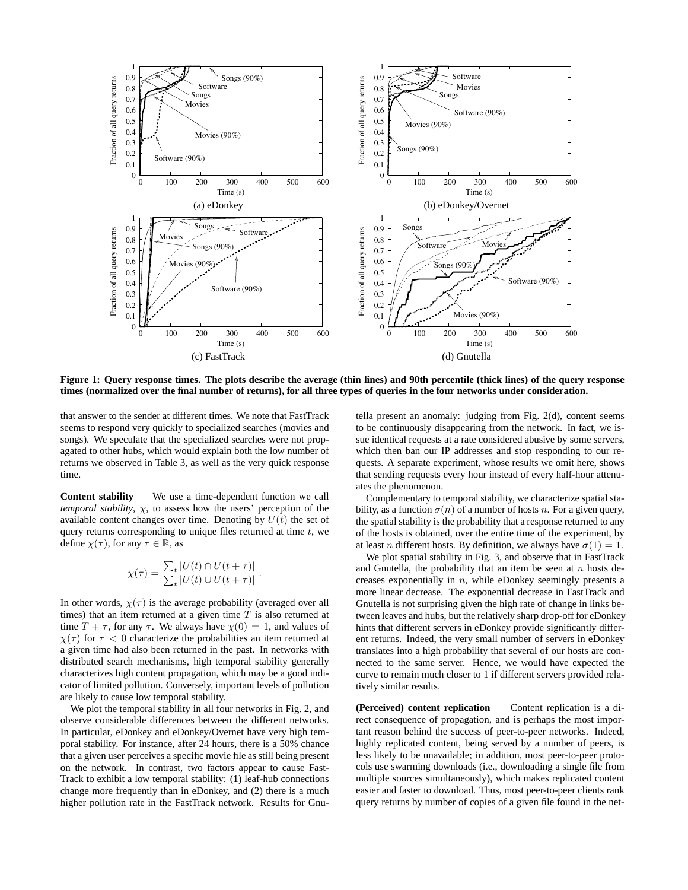Figure 1: Query response times. The plots describe the average (thin lines) and 90th percentile (thick lines) of the query response times (normalized over the final number of returns), for all three types of queries in the four networks under consideration.

that answer to the sender at different times. We note that FastTrack seems to respond very quickly to specialized searches (movies and songs). We speculate that the specialized searches were not propagated to other hubs, which would explain both the low number of returns we observed in Table 3, as well as the very quick response time.

**Content stability** We use a time-dependent function we call *temporal stability*, $\chi$, to assess how the users' perception of the available content changes over time. Denoting by $U(t)$ the set of query returns corresponding to unique files returned at time $t$, we define $\chi(\tau)$, for any $\tau \in \mathbb{R}$, as

$$\chi(\tau) = \frac{\sum_t |U(t) \cap U(t+\tau)|}{\sum_t |U(t) \cup U(t+\tau)|} .$$

In other words, $\chi(\tau)$ is the average probability (averaged over all times) that an item returned at a given time $T$ is also returned at time $T + \tau$, for any $\tau$. We always have $\chi(0) = 1$, and values of $\chi(\tau)$ for $\tau < 0$ characterize the probabilities an item returned at a given time had also been returned in the past. In networks with distributed search mechanisms, high temporal stability generally characterizes high content propagation, which may be a good indicator of limited pollution. Conversely, important levels of pollution are likely to cause low temporal stability.

We plot the temporal stability in all four networks in Fig. 2, and observe considerable differences between the different networks. In particular, eDonkey and eDonkey/Overnet have very high temporal stability. For instance, after 24 hours, there is a 50% chance that a given user perceives a specific movie file as still being present on the network. In contrast, two factors appear to cause FastTrack to exhibit a low temporal stability: (1) leaf-hub connections change more frequently than in eDonkey, and (2) there is a much higher pollution rate in the FastTrack network. Results for Gnutella present an anomaly: judging from Fig. 2(d), content seems to be continuously disappearing from the network. In fact, we issue identical requests at a rate considered abusive by some servers, which then ban our IP addresses and stop responding to our requests. A separate experiment, whose results we omit here, shows that sending requests every hour instead of every half-hour attenuates the phenomenon.

Complementary to temporal stability, we characterize spatial stability, as a function $\sigma(n)$ of a number of hosts $n$. For a given query, the spatial stability is the probability that a response returned to any of the hosts is obtained, over the entire time of the experiment, by at least $n$ different hosts. By definition, we always have $\sigma(1) = 1$.

We plot spatial stability in Fig. 3, and observe that in FastTrack and Gnutella, the probability that an item be seen at $n$ hosts decreases exponentially in $n$, while eDonkey seemingly presents a more linear decrease. The exponential decrease in FastTrack and Gnutella is not surprising given the high rate of change in links between leaves and hubs, but the relatively sharp drop-off for eDonkey hints that different servers in eDonkey provide significantly different returns. Indeed, the very small number of servers in eDonkey translates into a high probability that several of our hosts are connected to the same server. Hence, we would have expected the curve to remain much closer to 1 if different servers provided relatively similar results.

**(Perceived) content replication** Content replication is a direct consequence of propagation, and is perhaps the most important reason behind the success of peer-to-peer networks. Indeed, highly replicated content, being served by a number of peers, is less likely to be unavailable; in addition, most peer-to-peer protocols use swarming downloads (i.e., downloading a single file from multiple sources simultaneously), which makes replicated content easier and faster to download. Thus, most peer-to-peer clients rank query returns by number of copies of a given file found in the net-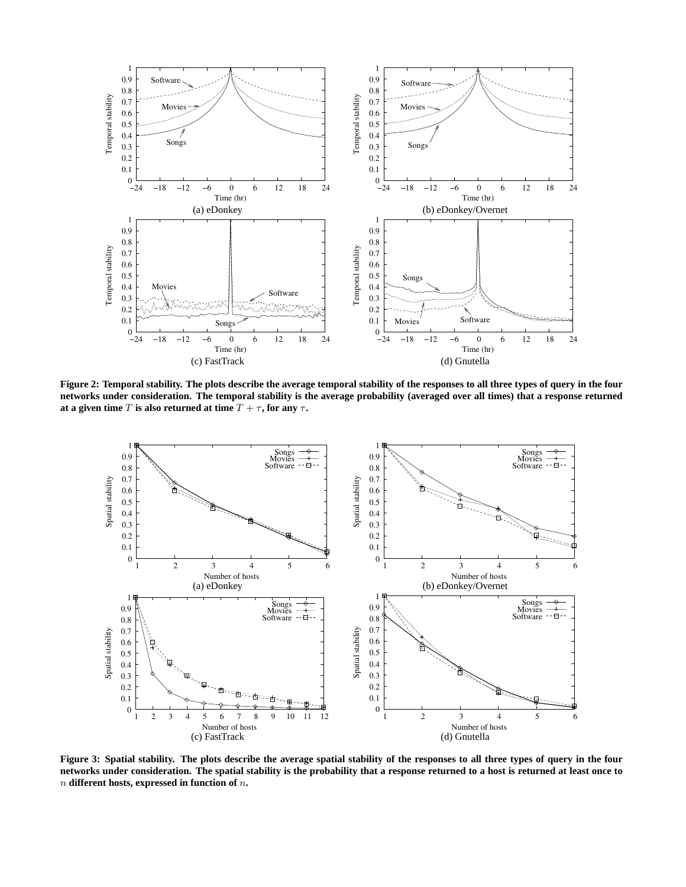**Figure 2: Temporal stability. The plots describe the average temporal stability of the responses to all three types of query in the four networks under consideration. The temporal stability is the average probability (averaged over all times) that a response returned at a given time $T$ is also returned at time $T + \tau$, for any $\tau$.**

**Figure 3: Spatial stability. The plots describe the average spatial stability of the responses to all three types of query in the four networks under consideration. The spatial stability is the probability that a response returned to a host is returned at least once to $n$ different hosts, expressed in function of $n$.**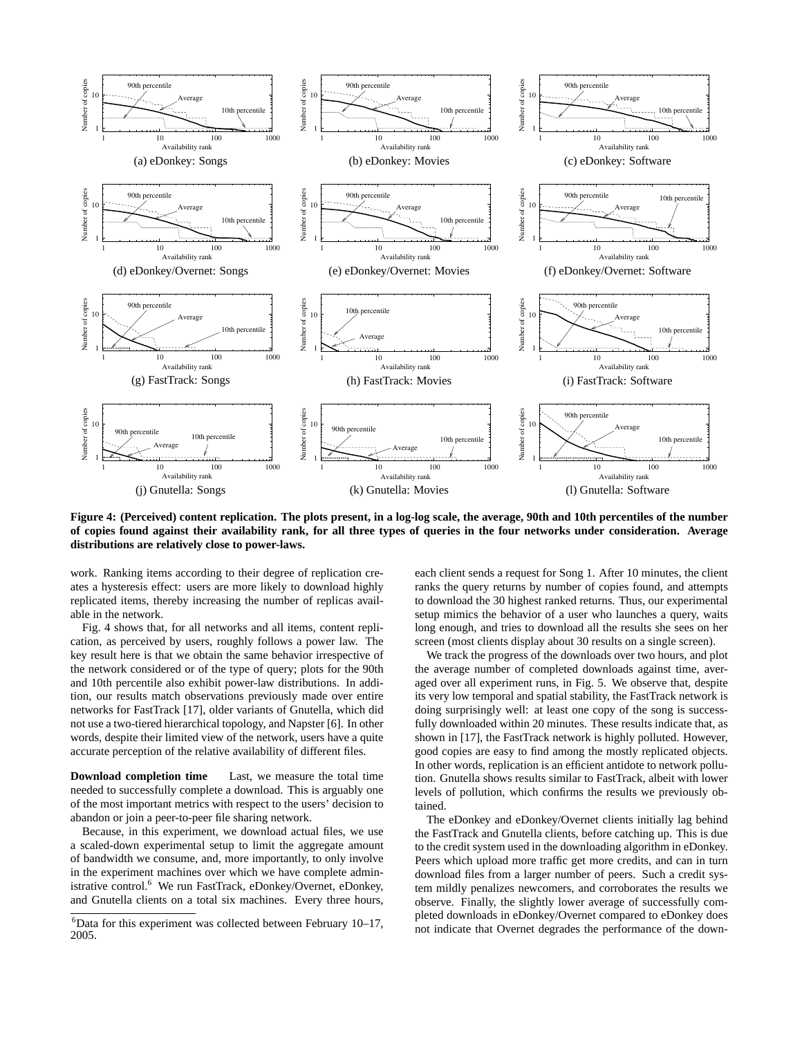**Figure 4: (Perceived) content replication. The plots present, in a log-log scale, the average, 90th and 10th percentiles of the number of copies found against their availability rank, for all three types of queries in the four networks under consideration. Average distributions are relatively close to power-laws.**

work. Ranking items according to their degree of replication creates a hysteresis effect: users are more likely to download highly replicated items, thereby increasing the number of replicas available in the network.

Fig. 4 shows that, for all networks and all items, content replication, as perceived by users, roughly follows a power law. The key result here is that we obtain the same behavior irrespective of the network considered or of the type of query; plots for the 90th and 10th percentile also exhibit power-law distributions. In addition, our results match observations previously made over entire networks for FastTrack [17], older variants of Gnutella, which did not use a two-tiered hierarchical topology, and Napster [6]. In other words, despite their limited view of the network, users have a quite accurate perception of the relative availability of different files.

**Download completion time** Last, we measure the total time needed to successfully complete a download. This is arguably one of the most important metrics with respect to the users' decision to abandon or join a peer-to-peer file sharing network.

Because, in this experiment, we download actual files, we use a scaled-down experimental setup to limit the aggregate amount of bandwidth we consume, and, more importantly, to only involve in the experiment machines over which we have complete administrative control.[6] We run FastTrack, eDonkey/Overnet, eDonkey, and Gnutella clients on a total six machines. Every three hours, each client sends a request for Song 1. After 10 minutes, the client ranks the query returns by number of copies found, and attempts to download the 30 highest ranked returns. Thus, our experimental setup mimics the behavior of a user who launches a query, waits long enough, and tries to download all the results she sees on her screen (most clients display about 30 results on a single screen).

We track the progress of the downloads over two hours, and plot the average number of completed downloads against time, averaged over all experiment runs, in Fig. 5. We observe that, despite its very low temporal and spatial stability, the FastTrack network is doing surprisingly well: at least one copy of the song is successfully downloaded within 20 minutes. These results indicate that, as shown in [17], the FastTrack network is highly polluted. However, good copies are easy to find among the mostly replicated objects. In other words, replication is an efficient antidote to network pollution. Gnutella shows results similar to FastTrack, albeit with lower levels of pollution, which confirms the results we previously obtained.

The eDonkey and eDonkey/Overnet clients initially lag behind the FastTrack and Gnutella clients, before catching up. This is due to the credit system used in the downloading algorithm in eDonkey. Peers which upload more traffic get more credits, and can in turn download files from a larger number of peers. Such a credit system mildly penalizes newcomers, and corroborates the results we observe. Finally, the slightly lower average of successfully completed downloads in eDonkey/Overnet compared to eDonkey does not indicate that Overnet degrades the performance of the down-

[6] Data for this experiment was collected between February 10–17, 2005.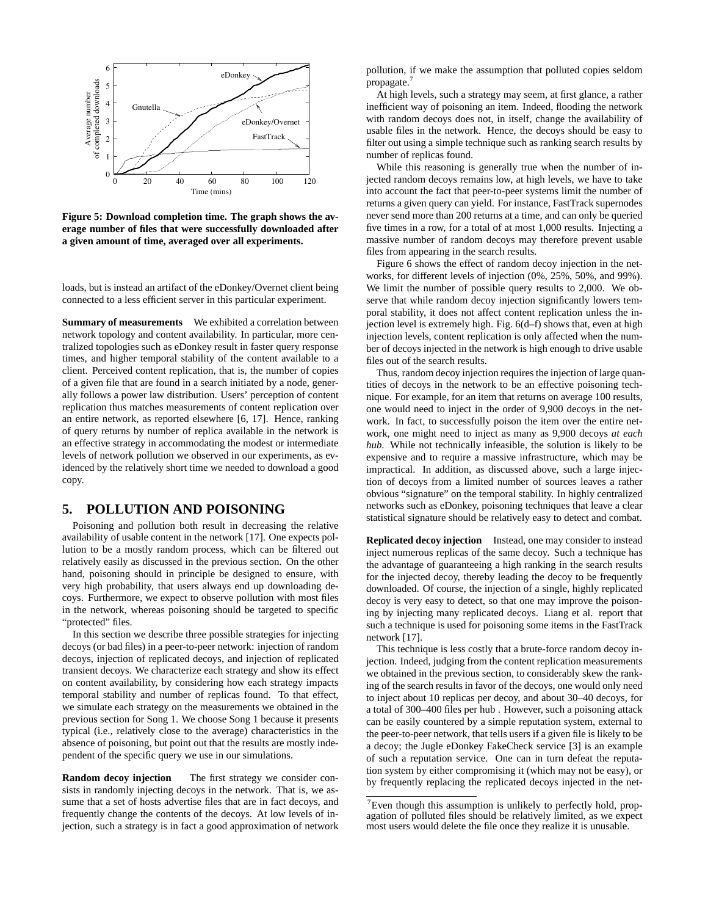Figure 5: Download completion time. The graph shows the average number of files that were successfully downloaded after a given amount of time, averaged over all experiments.

loads, but is instead an artifact of the eDonkey/Overnet client being connected to a less efficient server in this particular experiment.

**Summary of measurements** We exhibited a correlation between network topology and content availability. In particular, more centralized topologies such as eDonkey result in faster query response times, and higher temporal stability of the content available to a client. Perceived content replication, that is, the number of copies of a given file that are found in a search initiated by a node, generally follows a power law distribution. Users' perception of content replication thus matches measurements of content replication over an entire network, as reported elsewhere [6, 17]. Hence, ranking of query returns by number of replica available in the network is an effective strategy in accommodating the modest or intermediate levels of network pollution we observed in our experiments, as evidenced by the relatively short time we needed to download a good copy.

## 5. POLLUTION AND POISONING

Poisoning and pollution both result in decreasing the relative availability of usable content in the network [17]. One expects pollution to be a mostly random process, which can be filtered out relatively easily as discussed in the previous section. On the other hand, poisoning should in principle be designed to ensure, with very high probability, that users always end up downloading decoys. Furthermore, we expect to observe pollution with most files in the network, whereas poisoning should be targeted to specific "protected" files.

In this section we describe three possible strategies for injecting decoys (or bad files) in a peer-to-peer network: injection of random decoys, injection of replicated decoys, and injection of replicated transient decoys. We characterize each strategy and show its effect on content availability, by considering how each strategy impacts temporal stability and number of replicas found. To that effect, we simulate each strategy on the measurements we obtained in the previous section for Song 1. We choose Song 1 because it presents typical (i.e., relatively close to the average) characteristics in the absence of poisoning, but point out that the results are mostly independent of the specific query we use in our simulations.

**Random decoy injection** The first strategy we consider consists in randomly injecting decoys in the network. That is, we assume that a set of hosts advertise files that are in fact decoys, and frequently change the contents of the decoys. At low levels of injection, such a strategy is in fact a good approximation of network pollution, if we make the assumption that polluted copies seldom propagate.[7]

At high levels, such a strategy may seem, at first glance, a rather inefficient way of poisoning an item. Indeed, flooding the network with random decoys does not, in itself, change the availability of usable files in the network. Hence, the decoys should be easy to filter out using a simple technique such as ranking search results by number of replicas found.

While this reasoning is generally true when the number of injected random decoys remains low, at high levels, we have to take into account the fact that peer-to-peer systems limit the number of returns a given query can yield. For instance, FastTrack supernodes never send more than 200 returns at a time, and can only be queried five times in a row, for a total of at most 1,000 results. Injecting a massive number of random decoys may therefore prevent usable files from appearing in the search results.

Figure 6 shows the effect of random decoy injection in the networks, for different levels of injection (0%, 25%, 50%, and 99%). We limit the number of possible query results to 2,000. We observe that while random decoy injection significantly lowers temporal stability, it does not affect content replication unless the injection level is extremely high. Fig. 6(d–f) shows that, even at high injection levels, content replication is only affected when the number of decoys injected in the network is high enough to drive usable files out of the search results.

Thus, random decoy injection requires the injection of large quantities of decoys in the network to be an effective poisoning technique. For example, for an item that returns on average 100 results, one would need to inject in the order of 9,900 decoys in the network. In fact, to successfully poison the item over the entire network, one might need to inject as many as 9,900 decoys *at each hub*. While not technically infeasible, the solution is likely to be expensive and to require a massive infrastructure, which may be impractical. In addition, as discussed above, such a large injection of decoys from a limited number of sources leaves a rather obvious "signature" on the temporal stability. In highly centralized networks such as eDonkey, poisoning techniques that leave a clear statistical signature should be relatively easy to detect and combat.

**Replicated decoy injection** Instead, one may consider to instead inject numerous replicas of the same decoy. Such a technique has the advantage of guaranteeing a high ranking in the search results for the injected decoy, thereby leading the decoy to be frequently downloaded. Of course, the injection of a single, highly replicated decoy is very easy to detect, so that one may improve the poisoning by injecting many replicated decoys. Liang et al. report that such a technique is used for poisoning some items in the FastTrack network [17].

This technique is less costly that a brute-force random decoy injection. Indeed, judging from the content replication measurements we obtained in the previous section, to considerably skew the ranking of the search results in favor of the decoys, one would only need to inject about 10 replicas per decoy, and about 30–40 decoys, for a total of 300–400 files per hub . However, such a poisoning attack can be easily countered by a simple reputation system, external to the peer-to-peer network, that tells users if a given file is likely to be a decoy; the Jugle eDonkey FakeCheck service [3] is an example of such a reputation service. One can in turn defeat the reputation system by either compromising it (which may not be easy), or by frequently replacing the replicated decoys injected in the net-

[7] Even though this assumption is unlikely to perfectly hold, propagation of polluted files should be relatively limited, as we expect most users would delete the file once they realize it is unusable.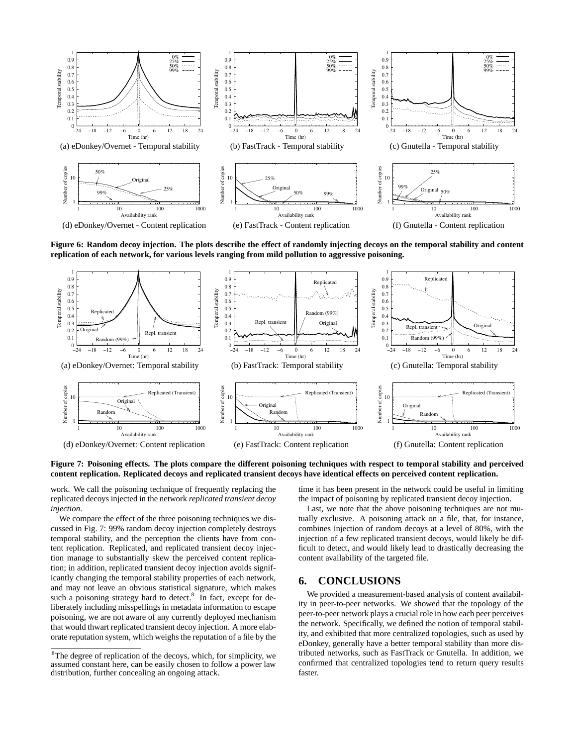(a) eDonkey/Overnet - Temporal stability

(b) FastTrack - Temporal stability

(c) Gnutella - Temporal stability

(d) eDonkey/Overnet - Content replication

(e) FastTrack - Content replication

(f) Gnutella - Content replication

**Figure 6: Random decoy injection. The plots describe the effect of randomly injecting decoys on the temporal stability and content replication of each network, for various levels ranging from mild pollution to aggressive poisoning.**

(a) eDonkey/Overnet: Temporal stability

(b) FastTrack: Temporal stability

(c) Gnutella: Temporal stability

(d) eDonkey/Overnet: Content replication

(e) FastTrack: Content replication

(f) Gnutella: Content replication

**Figure 7: Poisoning effects. The plots compare the different poisoning techniques with respect to temporal stability and perceived content replication. Replicated decoys and replicated transient decoys have identical effects on perceived content replication.**

work. We call the poisoning technique of frequently replacing the replicated decoys injected in the network *replicated transient decoy injection*.

We compare the effect of the three poisoning techniques we discussed in Fig. 7: 99% random decoy injection completely destroys temporal stability, and the perception the clients have from content replication. Replicated, and replicated transient decoy injection manage to substantially skew the perceived content replication; in addition, replicated transient decoy injection avoids significantly changing the temporal stability properties of each network, and may not leave an obvious statistical signature, which makes such a poisoning strategy hard to detect.[8] In fact, except for deliberately including misspellings in metadata information to escape poisoning, we are not aware of any currently deployed mechanism that would thwart replicated transient decoy injection. A more elaborate reputation system, which weighs the reputation of a file by the time it has been present in the network could be useful in limiting the impact of poisoning by replicated transient decoy injection.

Last, we note that the above poisoning techniques are not mutually exclusive. A poisoning attack on a file, that, for instance, combines injection of random decoys at a level of 80%, with the injection of a few replicated transient decoys, would likely be difficult to detect, and would likely lead to drastically decreasing the content availability of the targeted file.

## 6. CONCLUSIONS

We provided a measurement-based analysis of content availability in peer-to-peer networks. We showed that the topology of the peer-to-peer network plays a crucial role in how each peer perceives the network. Specifically, we defined the notion of temporal stability, and exhibited that more centralized topologies, such as used by eDonkey, generally have a better temporal stability than more distributed networks, such as FastTrack or Gnutella. In addition, we confirmed that centralized topologies tend to return query results faster.

[8] The degree of replication of the decoys, which, for simplicity, we assumed constant here, can be easily chosen to follow a power law distribution, further concealing an ongoing attack.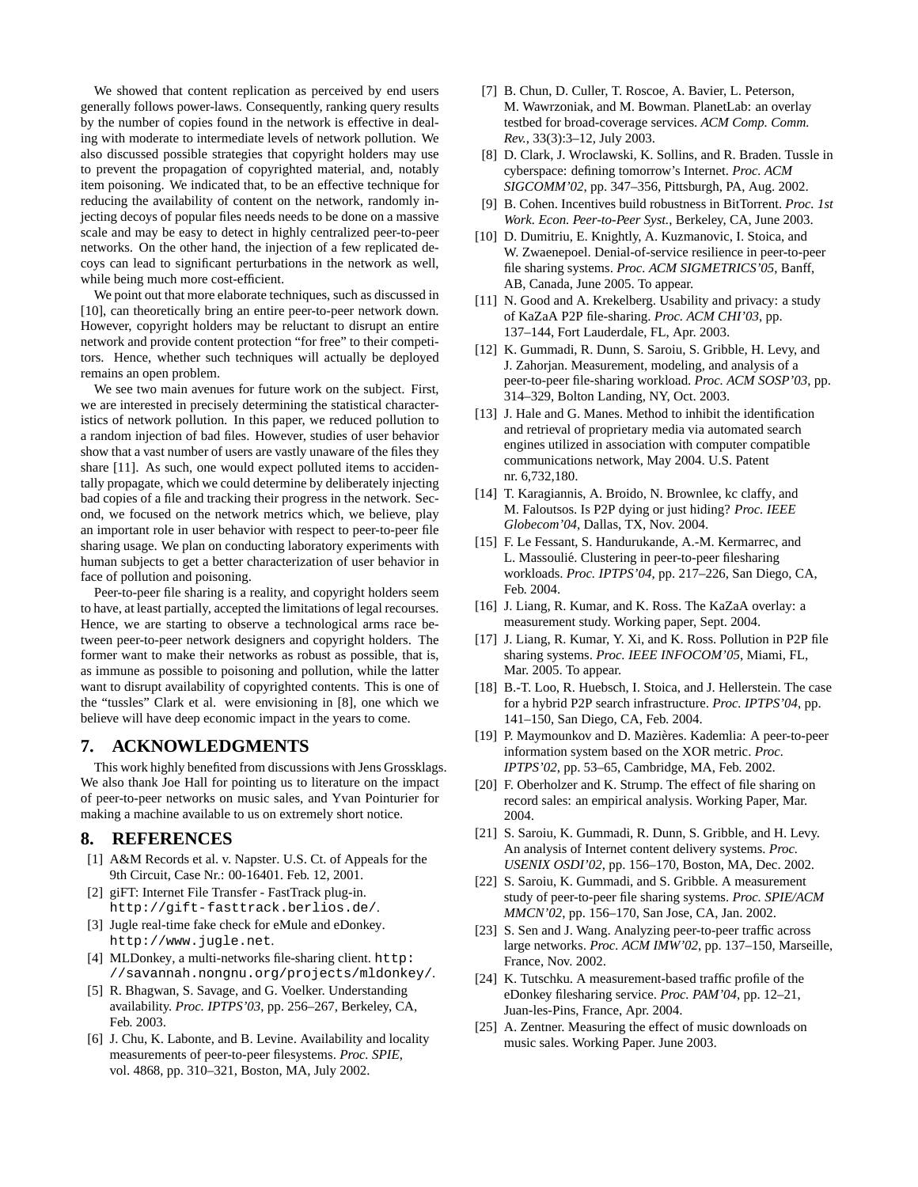We showed that content replication as perceived by end users generally follows power-laws. Consequently, ranking query results by the number of copies found in the network is effective in dealing with moderate to intermediate levels of network pollution. We also discussed possible strategies that copyright holders may use to prevent the propagation of copyrighted material, and, notably item poisoning. We indicated that, to be an effective technique for reducing the availability of content on the network, randomly injecting decoys of popular files needs needs to be done on a massive scale and may be easy to detect in highly centralized peer-to-peer networks. On the other hand, the injection of a few replicated decoys can lead to significant perturbations in the network as well, while being much more cost-efficient.

We point out that more elaborate techniques, such as discussed in [10], can theoretically bring an entire peer-to-peer network down. However, copyright holders may be reluctant to disrupt an entire network and provide content protection "for free" to their competitors. Hence, whether such techniques will actually be deployed remains an open problem.

We see two main avenues for future work on the subject. First, we are interested in precisely determining the statistical characteristics of network pollution. In this paper, we reduced pollution to a random injection of bad files. However, studies of user behavior show that a vast number of users are vastly unaware of the files they share [11]. As such, one would expect polluted items to accidentally propagate, which we could determine by deliberately injecting bad copies of a file and tracking their progress in the network. Second, we focused on the network metrics which, we believe, play an important role in user behavior with respect to peer-to-peer file sharing usage. We plan on conducting laboratory experiments with human subjects to get a better characterization of user behavior in face of pollution and poisoning.

Peer-to-peer file sharing is a reality, and copyright holders seem to have, at least partially, accepted the limitations of legal recourses. Hence, we are starting to observe a technological arms race between peer-to-peer network designers and copyright holders. The former want to make their networks as robust as possible, that is, as immune as possible to poisoning and pollution, while the latter want to disrupt availability of copyrighted contents. This is one of the "tussles" Clark et al. were envisioning in [8], one which we believe will have deep economic impact in the years to come.

## 7. ACKNOWLEDGMENTS

This work highly benefited from discussions with Jens Grossklags. We also thank Joe Hall for pointing us to literature on the impact of peer-to-peer networks on music sales, and Yvan Pointurier for making a machine available to us on extremely short notice.

## 8. REFERENCES

[1] A&M Records et al. v. Napster. U.S. Ct. of Appeals for the 9th Circuit, Case Nr.: 00-16401. Feb. 12, 2001.

[2] giFT: Internet File Transfer - FastTrack plug-in. `http://gift-fasttrack.berlios.de/`.

[3] Jugle real-time fake check for eMule and eDonkey. `http://www.jugle.net`.

[4] MLDonkey, a multi-networks file-sharing client. `http://savannah.nongnu.org/projects/mldonkey/`.

[5] R. Bhagwan, S. Savage, and G. Voelker. Understanding availability. *Proc. IPTPS'03*, pp. 256–267, Berkeley, CA, Feb. 2003.

[6] J. Chu, K. Labonte, and B. Levine. Availability and locality measurements of peer-to-peer filesystems. *Proc. SPIE*, vol. 4868, pp. 310–321, Boston, MA, July 2002.

[7] B. Chun, D. Culler, T. Roscoe, A. Bavier, L. Peterson, M. Wawrzoniak, and M. Bowman. PlanetLab: an overlay testbed for broad-coverage services. *ACM Comp. Comm. Rev.*, 33(3):3–12, July 2003.

[8] D. Clark, J. Wroclawski, K. Sollins, and R. Braden. Tussle in cyberspace: defining tomorrow's Internet. *Proc. ACM SIGCOMM'02*, pp. 347–356, Pittsburgh, PA, Aug. 2002.

[9] B. Cohen. Incentives build robustness in BitTorrent. *Proc. 1st Work. Econ. Peer-to-Peer Syst.*, Berkeley, CA, June 2003.

[10] D. Dumitriu, E. Knightly, A. Kuzmanovic, I. Stoica, and W. Zwaenepoel. Denial-of-service resilience in peer-to-peer file sharing systems. *Proc. ACM SIGMETRICS'05*, Banff, AB, Canada, June 2005. To appear.

[11] N. Good and A. Krekelberg. Usability and privacy: a study of KaZaA P2P file-sharing. *Proc. ACM CHI'03*, pp. 137–144, Fort Lauderdale, FL, Apr. 2003.

[12] K. Gummadi, R. Dunn, S. Saroiu, S. Gribble, H. Levy, and J. Zahorjan. Measurement, modeling, and analysis of a peer-to-peer file-sharing workload. *Proc. ACM SOSP'03*, pp. 314–329, Bolton Landing, NY, Oct. 2003.

[13] J. Hale and G. Manes. Method to inhibit the identification and retrieval of proprietary media via automated search engines utilized in association with computer compatible communications network, May 2004. U.S. Patent nr. 6,732,180.

[14] T. Karagiannis, A. Broido, N. Brownlee, kc claffy, and M. Faloutsos. Is P2P dying or just hiding? *Proc. IEEE Globecom'04*, Dallas, TX, Nov. 2004.

[15] F. Le Fessant, S. Handurukande, A.-M. Kermarrec, and L. Massoulié. Clustering in peer-to-peer filesharing workloads. *Proc. IPTPS'04*, pp. 217–226, San Diego, CA, Feb. 2004.

[16] J. Liang, R. Kumar, and K. Ross. The KaZaA overlay: a measurement study. Working paper, Sept. 2004.

[17] J. Liang, R. Kumar, Y. Xi, and K. Ross. Pollution in P2P file sharing systems. *Proc. IEEE INFOCOM'05*, Miami, FL, Mar. 2005. To appear.

[18] B.-T. Loo, R. Huebsch, I. Stoica, and J. Hellerstein. The case for a hybrid P2P search infrastructure. *Proc. IPTPS'04*, pp. 141–150, San Diego, CA, Feb. 2004.

[19] P. Maymounkov and D. Mazières. Kademlia: A peer-to-peer information system based on the XOR metric. *Proc. IPTPS'02*, pp. 53–65, Cambridge, MA, Feb. 2002.

[20] F. Oberholzer and K. Strump. The effect of file sharing on record sales: an empirical analysis. Working Paper, Mar. 2004.

[21] S. Saroiu, K. Gummadi, R. Dunn, S. Gribble, and H. Levy. An analysis of Internet content delivery systems. *Proc. USENIX OSDI'02*, pp. 156–170, Boston, MA, Dec. 2002.

[22] S. Saroiu, K. Gummadi, and S. Gribble. A measurement study of peer-to-peer file sharing systems. *Proc. SPIE/ACM MMCN'02*, pp. 156–170, San Jose, CA, Jan. 2002.

[23] S. Sen and J. Wang. Analyzing peer-to-peer traffic across large networks. *Proc. ACM IMW'02*, pp. 137–150, Marseille, France, Nov. 2002.

[24] K. Tutschku. A measurement-based traffic profile of the eDonkey filesharing service. *Proc. PAM'04*, pp. 12–21, Juan-les-Pins, France, Apr. 2004.

[25] A. Zentner. Measuring the effect of music downloads on music sales. Working Paper. June 2003.